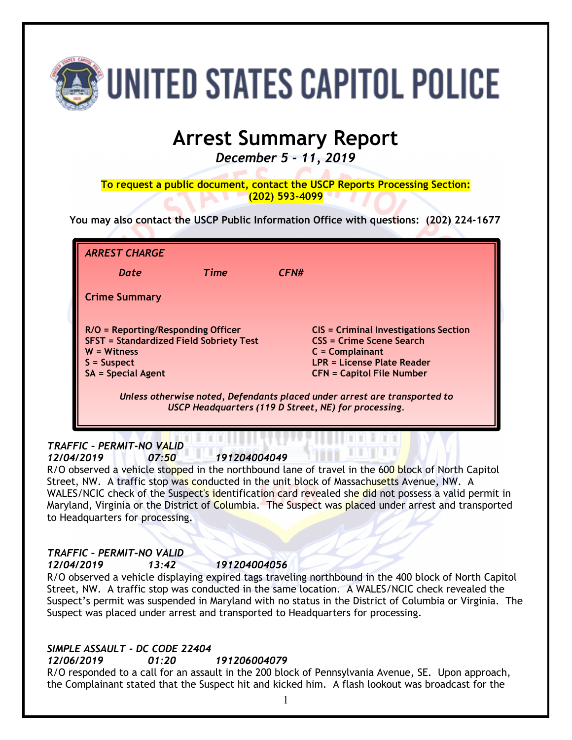# UNITED STATES CAPITOL POLICE

# Arrest Summary Report

*December 5 - 11, 2019*

**To request a public document, contact the USCP Reports Processing Section: (202) 593-4099**

**You may also contact the USCP Public Information Office with questions: (202) 224-1677**

***ARREST CHARGE***

***Date Time CFN#***

**Crime Summary**

**R/O = Reporting/Responding Officer**
**SFST = Standardized Field Sobriety Test**
**W = Witness**
**S = Suspect**
**SA = Special Agent**
**CIS = Criminal Investigations Section**
**CSS = Crime Scene Search**
**C = Complainant**
**LPR = License Plate Reader**
**CFN = Capitol File Number**

***Unless otherwise noted, Defendants placed under arrest are transported to USCP Headquarters (119 D Street, NE) for processing.***

***TRAFFIC – PERMIT-NO VALID***
***12/04/2019 07:50 191204004049***

R/O observed a vehicle stopped in the northbound lane of travel in the 600 block of North Capitol Street, NW. A traffic stop was conducted in the unit block of Massachusetts Avenue, NW. A WALES/NCIC check of the Suspect's identification card revealed she did not possess a valid permit in Maryland, Virginia or the District of Columbia. The Suspect was placed under arrest and transported to Headquarters for processing.

***TRAFFIC – PERMIT-NO VALID***
***12/04/2019 13:42 191204004056***

R/O observed a vehicle displaying expired tags traveling northbound in the 400 block of North Capitol Street, NW. A traffic stop was conducted in the same location. A WALES/NCIC check revealed the Suspect's permit was suspended in Maryland with no status in the District of Columbia or Virginia. The Suspect was placed under arrest and transported to Headquarters for processing.

***SIMPLE ASSAULT - DC CODE 22404***
***12/06/2019 01:20 191206004079***

R/O responded to a call for an assault in the 200 block of Pennsylvania Avenue, SE. Upon approach, the Complainant stated that the Suspect hit and kicked him. A flash lookout was broadcast for the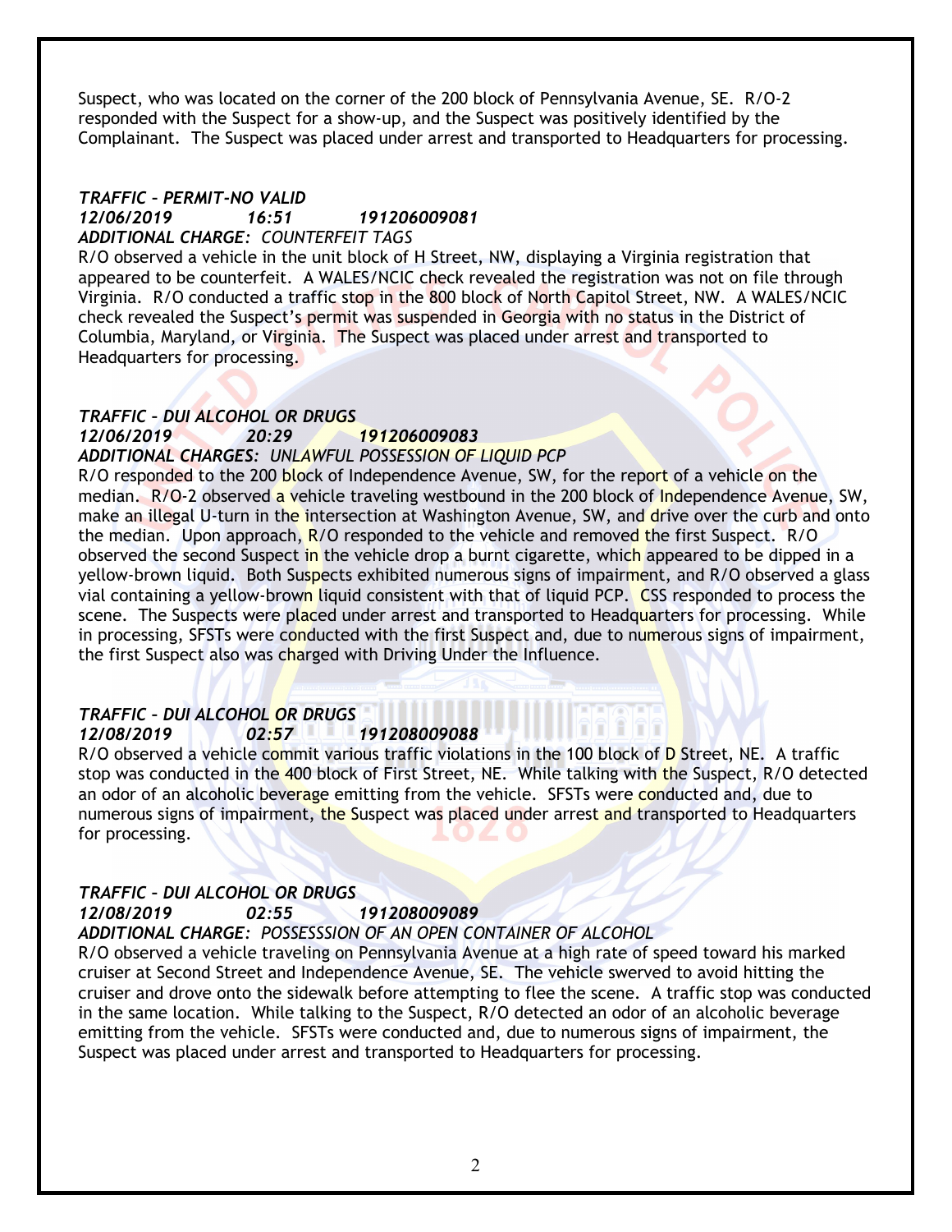Suspect, who was located on the corner of the 200 block of Pennsylvania Avenue, SE. R/O-2 responded with the Suspect for a show-up, and the Suspect was positively identified by the Complainant. The Suspect was placed under arrest and transported to Headquarters for processing.

***TRAFFIC – PERMIT-NO VALID***
***12/06/2019 16:51 191206009081***
***ADDITIONAL CHARGE:*** *COUNTERFEIT TAGS*

R/O observed a vehicle in the unit block of H Street, NW, displaying a Virginia registration that appeared to be counterfeit. A WALES/NCIC check revealed the registration was not on file through Virginia. R/O conducted a traffic stop in the 800 block of North Capitol Street, NW. A WALES/NCIC check revealed the Suspect's permit was suspended in Georgia with no status in the District of Columbia, Maryland, or Virginia. The Suspect was placed under arrest and transported to Headquarters for processing.

***TRAFFIC – DUI ALCOHOL OR DRUGS***
***12/06/2019 20:29 191206009083***
***ADDITIONAL CHARGES:*** *UNLAWFUL POSSESSION OF LIQUID PCP*

R/O responded to the 200 block of Independence Avenue, SW, for the report of a vehicle on the median. R/O-2 observed a vehicle traveling westbound in the 200 block of Independence Avenue, SW, make an illegal U-turn in the intersection at Washington Avenue, SW, and drive over the curb and onto the median. Upon approach, R/O responded to the vehicle and removed the first Suspect. R/O observed the second Suspect in the vehicle drop a burnt cigarette, which appeared to be dipped in a yellow-brown liquid. Both Suspects exhibited numerous signs of impairment, and R/O observed a glass vial containing a yellow-brown liquid consistent with that of liquid PCP. CSS responded to process the scene. The Suspects were placed under arrest and transported to Headquarters for processing. While in processing, SFSTs were conducted with the first Suspect and, due to numerous signs of impairment, the first Suspect also was charged with Driving Under the Influence.

***TRAFFIC – DUI ALCOHOL OR DRUGS***
***12/08/2019 02:57 191208009088***

R/O observed a vehicle commit various traffic violations in the 100 block of D Street, NE. A traffic stop was conducted in the 400 block of First Street, NE. While talking with the Suspect, R/O detected an odor of an alcoholic beverage emitting from the vehicle. SFSTs were conducted and, due to numerous signs of impairment, the Suspect was placed under arrest and transported to Headquarters for processing.

***TRAFFIC – DUI ALCOHOL OR DRUGS***
***12/08/2019 02:55 191208009089***
***ADDITIONAL CHARGE:*** *POSSESSSION OF AN OPEN CONTAINER OF ALCOHOL*

R/O observed a vehicle traveling on Pennsylvania Avenue at a high rate of speed toward his marked cruiser at Second Street and Independence Avenue, SE. The vehicle swerved to avoid hitting the cruiser and drove onto the sidewalk before attempting to flee the scene. A traffic stop was conducted in the same location. While talking to the Suspect, R/O detected an odor of an alcoholic beverage emitting from the vehicle. SFSTs were conducted and, due to numerous signs of impairment, the Suspect was placed under arrest and transported to Headquarters for processing.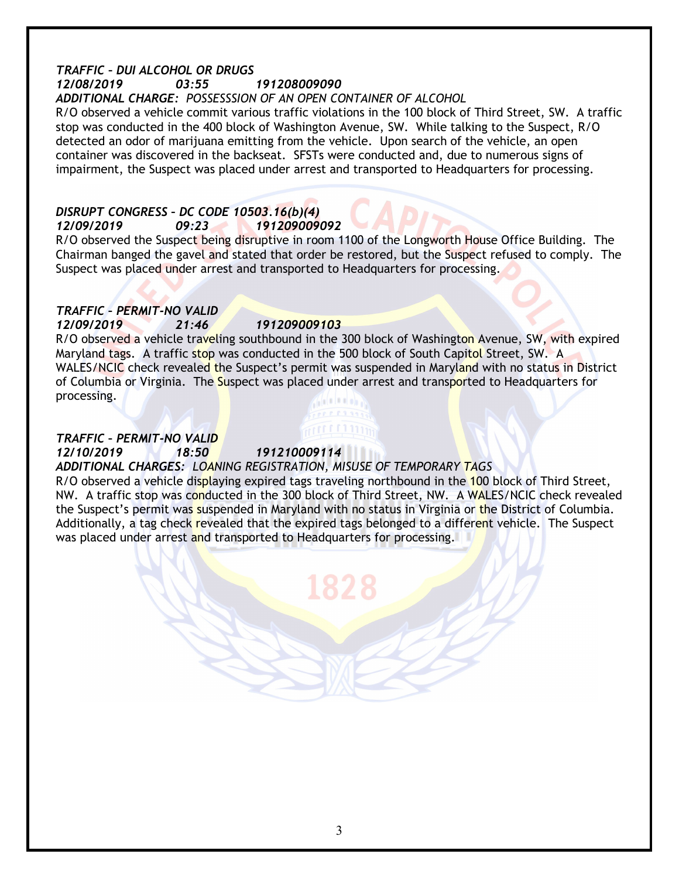***TRAFFIC – DUI ALCOHOL OR DRUGS***
***12/08/2019 03:55 191208009090***
***ADDITIONAL CHARGE: POSSESSSION OF AN OPEN CONTAINER OF ALCOHOL***

R/O observed a vehicle commit various traffic violations in the 100 block of Third Street, SW. A traffic stop was conducted in the 400 block of Washington Avenue, SW. While talking to the Suspect, R/O detected an odor of marijuana emitting from the vehicle. Upon search of the vehicle, an open container was discovered in the backseat. SFSTs were conducted and, due to numerous signs of impairment, the Suspect was placed under arrest and transported to Headquarters for processing.

***DISRUPT CONGRESS – DC CODE 10503.16(b)(4)***
***12/09/2019 09:23 191209009092***

R/O observed the Suspect being disruptive in room 1100 of the Longworth House Office Building. The Chairman banged the gavel and stated that order be restored, but the Suspect refused to comply. The Suspect was placed under arrest and transported to Headquarters for processing.

***TRAFFIC – PERMIT-NO VALID***
***12/09/2019 21:46 191209009103***

R/O observed a vehicle traveling southbound in the 300 block of Washington Avenue, SW, with expired Maryland tags. A traffic stop was conducted in the 500 block of South Capitol Street, SW. A WALES/NCIC check revealed the Suspect's permit was suspended in Maryland with no status in District of Columbia or Virginia. The Suspect was placed under arrest and transported to Headquarters for processing.

***TRAFFIC – PERMIT-NO VALID***
***12/10/2019 18:50 191210009114***
***ADDITIONAL CHARGES: LOANING REGISTRATION, MISUSE OF TEMPORARY TAGS***

R/O observed a vehicle displaying expired tags traveling northbound in the 100 block of Third Street, NW. A traffic stop was conducted in the 300 block of Third Street, NW. A WALES/NCIC check revealed the Suspect's permit was suspended in Maryland with no status in Virginia or the District of Columbia. Additionally, a tag check revealed that the expired tags belonged to a different vehicle. The Suspect was placed under arrest and transported to Headquarters for processing.